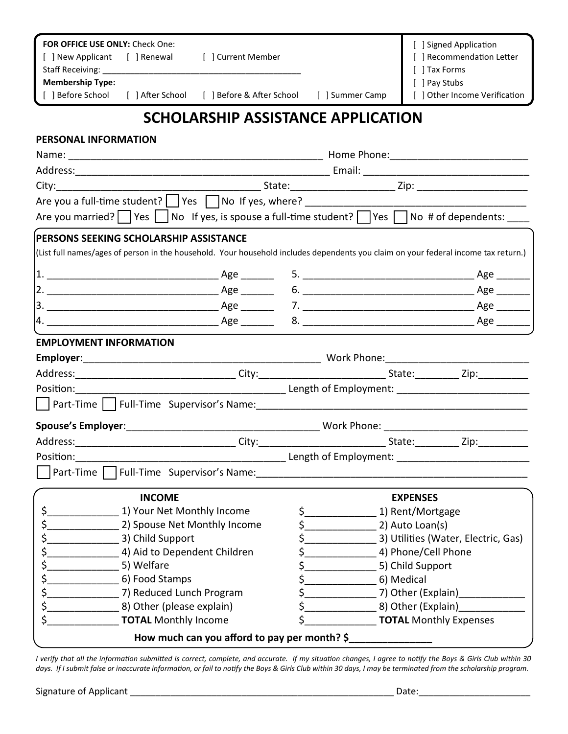**FOR OFFICE USE ONLY:** Check One:
[ ] New Applicant [ ] Renewal [ ] Current Member
Staff Receiving: ______________________________________
**Membership Type:**
[ ] Before School [ ] After School [ ] Before & After School [ ] Summer Camp

[ ] Signed Application
[ ] Recommendation Letter
[ ] Tax Forms
[ ] Pay Stubs
[ ] Other Income Verification

# SCHOLARSHIP ASSISTANCE APPLICATION

## PERSONAL INFORMATION

Name: ______________________________________________ Home Phone: ________________________

Address: ______________________________________________ Email: ______________________________

City: ____________________________________ State: __________________ Zip: ____________________

Are you a full-time student? ☐ Yes ☐ No If yes, where? ________________________________________

Are you married? ☐ Yes ☐ No If yes, is spouse a full-time student? ☐ Yes ☐ No # of dependents: ____

## PERSONS SEEKING SCHOLARSHIP ASSISTANCE

(List full names/ages of person in the household. Your household includes dependents you claim on your federal income tax return.)

1. ______________________________ Age ______
2. ______________________________ Age ______
3. ______________________________ Age ______
4. ______________________________ Age ______
5. ______________________________ Age ______
6. ______________________________ Age ______
7. ______________________________ Age ______
8. ______________________________ Age ______

## EMPLOYMENT INFORMATION

**Employer**: __________________________________________ Work Phone: _________________________

Address: ____________________________ City: ______________________ State: ________ Zip: _________

Position: ______________________________________ Length of Employment: ________________________

☐ Part-Time ☐ Full-Time Supervisor's Name: ___________________________________________________

**Spouse's Employer**: ___________________________________ Work Phone: _________________________

Address: ____________________________ City: ______________________ State: ________ Zip: _________

Position: ______________________________________ Length of Employment: ________________________

☐ Part-Time ☐ Full-Time Supervisor's Name: ___________________________________________________

| INCOME | EXPENSES |
|---|---|
| $_____________ 1) Your Net Monthly Income | $_____________ 1) Rent/Mortgage |
| $_____________ 2) Spouse Net Monthly Income | $_____________ 2) Auto Loan(s) |
| $_____________ 3) Child Support | $_____________ 3) Utilities (Water, Electric, Gas) |
| $_____________ 4) Aid to Dependent Children | $_____________ 4) Phone/Cell Phone |
| $_____________ 5) Welfare | $_____________ 5) Child Support |
| $_____________ 6) Food Stamps | $_____________ 6) Medical |
| $_____________ 7) Reduced Lunch Program | $_____________ 7) Other (Explain)____________ |
| $_____________ 8) Other (please explain) | $_____________ 8) Other (Explain)____________ |
| $_____________ **TOTAL** Monthly Income | $_____________ **TOTAL** Monthly Expenses |

**How much can you afford to pay per month? $_______________**

*I verify that all the information submitted is correct, complete, and accurate. If my situation changes, I agree to notify the Boys & Girls Club within 30 days. If I submit false or inaccurate information, or fail to notify the Boys & Girls Club within 30 days, I may be terminated from the scholarship program.*

Signature of Applicant _____________________________________________________ Date: _____________________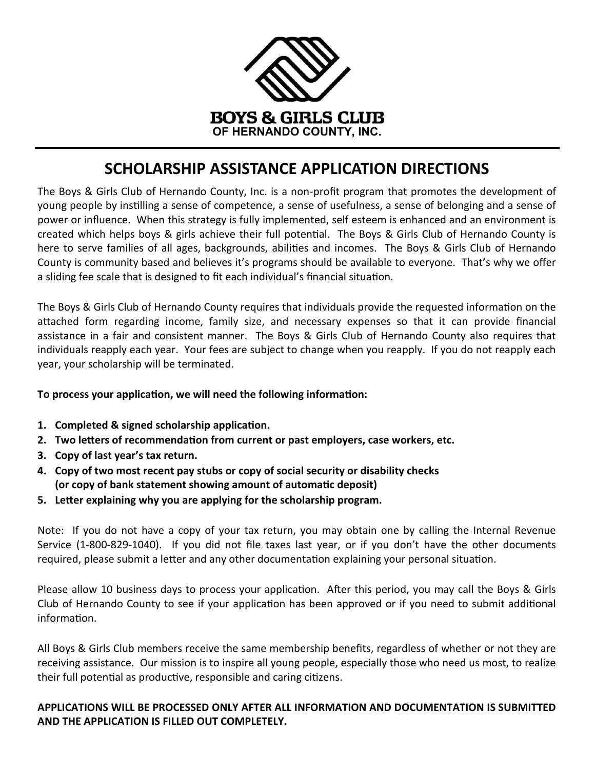**BOYS & GIRLS CLUB**
**OF HERNANDO COUNTY, INC.**

# SCHOLARSHIP ASSISTANCE APPLICATION DIRECTIONS

The Boys & Girls Club of Hernando County, Inc. is a non-profit program that promotes the development of young people by instilling a sense of competence, a sense of usefulness, a sense of belonging and a sense of power or influence. When this strategy is fully implemented, self esteem is enhanced and an environment is created which helps boys & girls achieve their full potential. The Boys & Girls Club of Hernando County is here to serve families of all ages, backgrounds, abilities and incomes. The Boys & Girls Club of Hernando County is community based and believes it's programs should be available to everyone. That's why we offer a sliding fee scale that is designed to fit each individual's financial situation.

The Boys & Girls Club of Hernando County requires that individuals provide the requested information on the attached form regarding income, family size, and necessary expenses so that it can provide financial assistance in a fair and consistent manner. The Boys & Girls Club of Hernando County also requires that individuals reapply each year. Your fees are subject to change when you reapply. If you do not reapply each year, your scholarship will be terminated.

**To process your application, we will need the following information:**

1. **Completed & signed scholarship application.**
2. **Two letters of recommendation from current or past employers, case workers, etc.**
3. **Copy of last year's tax return.**
4. **Copy of two most recent pay stubs or copy of social security or disability checks (or copy of bank statement showing amount of automatic deposit)**
5. **Letter explaining why you are applying for the scholarship program.**

Note: If you do not have a copy of your tax return, you may obtain one by calling the Internal Revenue Service (1-800-829-1040). If you did not file taxes last year, or if you don't have the other documents required, please submit a letter and any other documentation explaining your personal situation.

Please allow 10 business days to process your application. After this period, you may call the Boys & Girls Club of Hernando County to see if your application has been approved or if you need to submit additional information.

All Boys & Girls Club members receive the same membership benefits, regardless of whether or not they are receiving assistance. Our mission is to inspire all young people, especially those who need us most, to realize their full potential as productive, responsible and caring citizens.

**APPLICATIONS WILL BE PROCESSED ONLY AFTER ALL INFORMATION AND DOCUMENTATION IS SUBMITTED AND THE APPLICATION IS FILLED OUT COMPLETELY.**